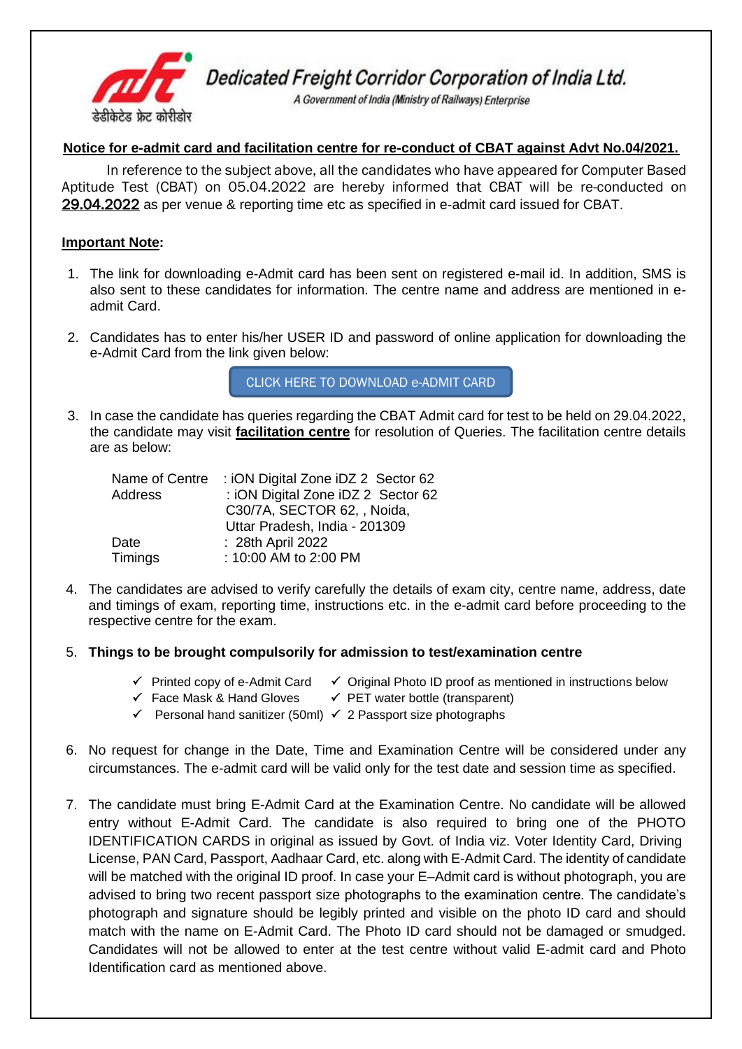डेडीकेटेड फ्रेट कोरीडोर

**Dedicated Freight Corridor Corporation of India Ltd.**

*A Government of India (Ministry of Railways) Enterprise*

**Notice for e-admit card and facilitation centre for re-conduct of CBAT against Advt No.04/2021.**

In reference to the subject above, all the candidates who have appeared for Computer Based Aptitude Test (CBAT) on 05.04.2022 are hereby informed that CBAT will be re-conducted on **29.04.2022** as per venue & reporting time etc as specified in e-admit card issued for CBAT.

**Important Note:**

1. The link for downloading e-Admit card has been sent on registered e-mail id. In addition, SMS is also sent to these candidates for information. The centre name and address are mentioned in e-admit Card.

2. Candidates has to enter his/her USER ID and password of online application for downloading the e-Admit Card from the link given below:

   CLICK HERE TO DOWNLOAD e-ADMIT CARD

3. In case the candidate has queries regarding the CBAT Admit card for test to be held on 29.04.2022, the candidate may visit **facilitation centre** for resolution of Queries. The facilitation centre details are as below:

   | | |
   |---|---|
   | Name of Centre | : iON Digital Zone iDZ 2 Sector 62 |
   | Address | : iON Digital Zone iDZ 2 Sector 62<br>C30/7A, SECTOR 62, , Noida,<br>Uttar Pradesh, India - 201309 |
   | Date | : 28th April 2022 |
   | Timings | : 10:00 AM to 2:00 PM |

4. The candidates are advised to verify carefully the details of exam city, centre name, address, date and timings of exam, reporting time, instructions etc. in the e-admit card before proceeding to the respective centre for the exam.

5. **Things to be brought compulsorily for admission to test/examination centre**

   - ✓ Printed copy of e-Admit Card
   - ✓ Original Photo ID proof as mentioned in instructions below
   - ✓ Face Mask & Hand Gloves
   - ✓ PET water bottle (transparent)
   - ✓ Personal hand sanitizer (50ml)
   - ✓ 2 Passport size photographs

6. No request for change in the Date, Time and Examination Centre will be considered under any circumstances. The e-admit card will be valid only for the test date and session time as specified.

7. The candidate must bring E-Admit Card at the Examination Centre. No candidate will be allowed entry without E-Admit Card. The candidate is also required to bring one of the PHOTO IDENTIFICATION CARDS in original as issued by Govt. of India viz. Voter Identity Card, Driving License, PAN Card, Passport, Aadhaar Card, etc. along with E-Admit Card. The identity of candidate will be matched with the original ID proof. In case your E–Admit card is without photograph, you are advised to bring two recent passport size photographs to the examination centre. The candidate's photograph and signature should be legibly printed and visible on the photo ID card and should match with the name on E-Admit Card. The Photo ID card should not be damaged or smudged. Candidates will not be allowed to enter at the test centre without valid E-admit card and Photo Identification card as mentioned above.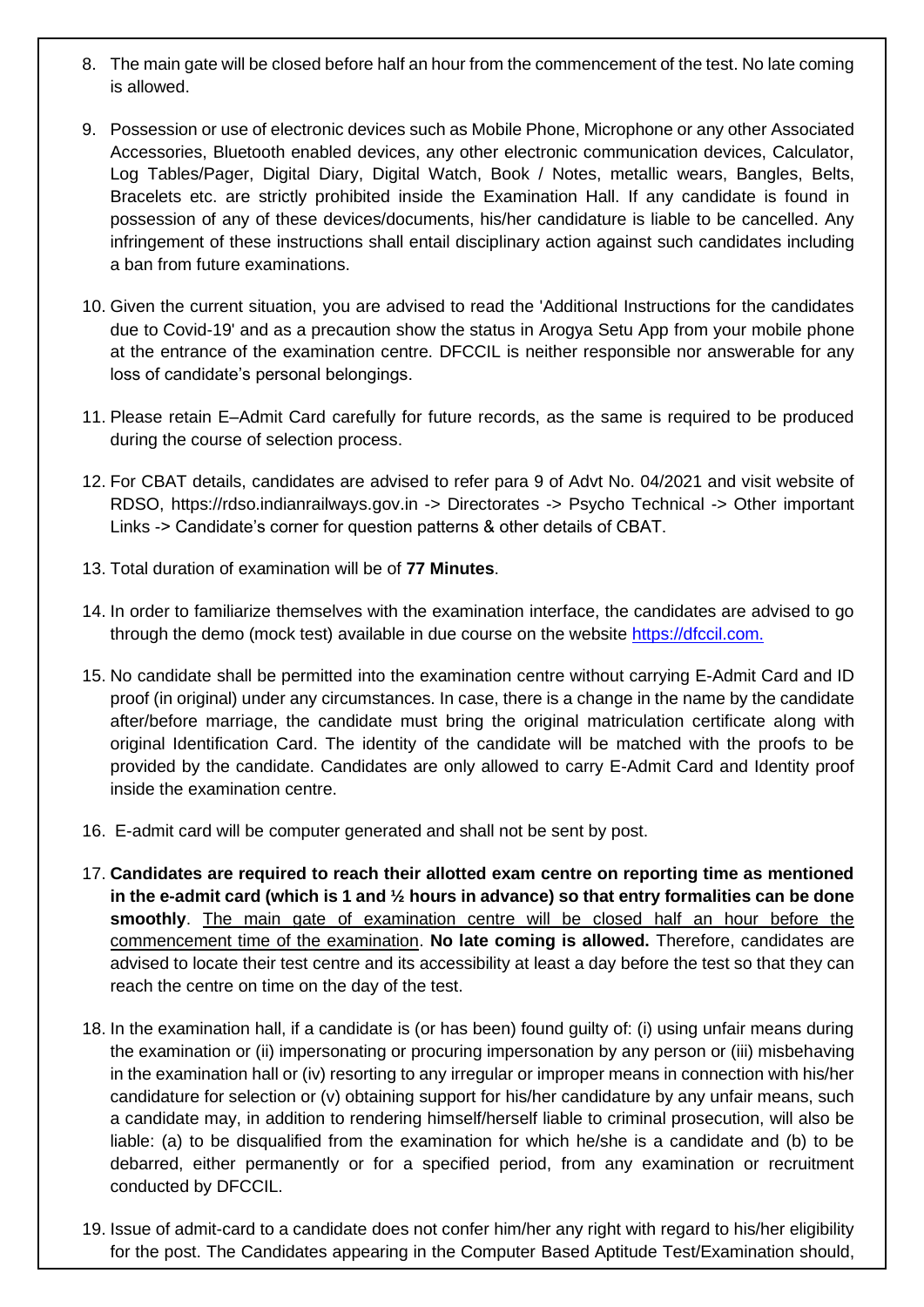8. The main gate will be closed before half an hour from the commencement of the test. No late coming is allowed.

9. Possession or use of electronic devices such as Mobile Phone, Microphone or any other Associated Accessories, Bluetooth enabled devices, any other electronic communication devices, Calculator, Log Tables/Pager, Digital Diary, Digital Watch, Book / Notes, metallic wears, Bangles, Belts, Bracelets etc. are strictly prohibited inside the Examination Hall. If any candidate is found in possession of any of these devices/documents, his/her candidature is liable to be cancelled. Any infringement of these instructions shall entail disciplinary action against such candidates including a ban from future examinations.

10. Given the current situation, you are advised to read the 'Additional Instructions for the candidates due to Covid-19' and as a precaution show the status in Arogya Setu App from your mobile phone at the entrance of the examination centre. DFCCIL is neither responsible nor answerable for any loss of candidate's personal belongings.

11. Please retain E–Admit Card carefully for future records, as the same is required to be produced during the course of selection process.

12. For CBAT details, candidates are advised to refer para 9 of Advt No. 04/2021 and visit website of RDSO, https://rdso.indianrailways.gov.in -> Directorates -> Psycho Technical -> Other important Links -> Candidate's corner for question patterns & other details of CBAT.

13. Total duration of examination will be of **77 Minutes**.

14. In order to familiarize themselves with the examination interface, the candidates are advised to go through the demo (mock test) available in due course on the website [https://dfccil.com.](https://dfccil.com)

15. No candidate shall be permitted into the examination centre without carrying E-Admit Card and ID proof (in original) under any circumstances. In case, there is a change in the name by the candidate after/before marriage, the candidate must bring the original matriculation certificate along with original Identification Card. The identity of the candidate will be matched with the proofs to be provided by the candidate. Candidates are only allowed to carry E-Admit Card and Identity proof inside the examination centre.

16. E-admit card will be computer generated and shall not be sent by post.

17. **Candidates are required to reach their allotted exam centre on reporting time as mentioned in the e-admit card (which is 1 and ½ hours in advance) so that entry formalities can be done smoothly**. <u>The main gate of examination centre will be closed half an hour before the commencement time of the examination</u>. **No late coming is allowed.** Therefore, candidates are advised to locate their test centre and its accessibility at least a day before the test so that they can reach the centre on time on the day of the test.

18. In the examination hall, if a candidate is (or has been) found guilty of: (i) using unfair means during the examination or (ii) impersonating or procuring impersonation by any person or (iii) misbehaving in the examination hall or (iv) resorting to any irregular or improper means in connection with his/her candidature for selection or (v) obtaining support for his/her candidature by any unfair means, such a candidate may, in addition to rendering himself/herself liable to criminal prosecution, will also be liable: (a) to be disqualified from the examination for which he/she is a candidate and (b) to be debarred, either permanently or for a specified period, from any examination or recruitment conducted by DFCCIL.

19. Issue of admit-card to a candidate does not confer him/her any right with regard to his/her eligibility for the post. The Candidates appearing in the Computer Based Aptitude Test/Examination should,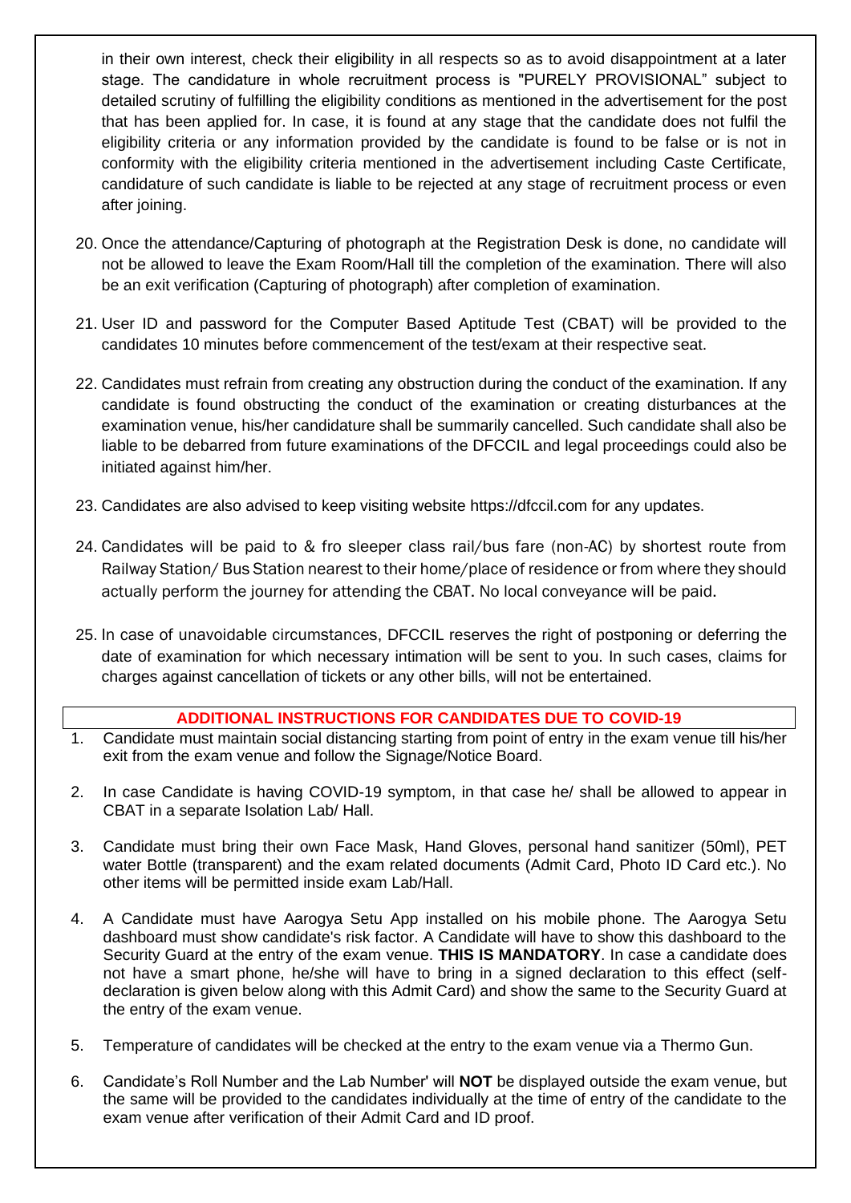in their own interest, check their eligibility in all respects so as to avoid disappointment at a later stage. The candidature in whole recruitment process is "PURELY PROVISIONAL" subject to detailed scrutiny of fulfilling the eligibility conditions as mentioned in the advertisement for the post that has been applied for. In case, it is found at any stage that the candidate does not fulfil the eligibility criteria or any information provided by the candidate is found to be false or is not in conformity with the eligibility criteria mentioned in the advertisement including Caste Certificate, candidature of such candidate is liable to be rejected at any stage of recruitment process or even after joining.

20. Once the attendance/Capturing of photograph at the Registration Desk is done, no candidate will not be allowed to leave the Exam Room/Hall till the completion of the examination. There will also be an exit verification (Capturing of photograph) after completion of examination.

21. User ID and password for the Computer Based Aptitude Test (CBAT) will be provided to the candidates 10 minutes before commencement of the test/exam at their respective seat.

22. Candidates must refrain from creating any obstruction during the conduct of the examination. If any candidate is found obstructing the conduct of the examination or creating disturbances at the examination venue, his/her candidature shall be summarily cancelled. Such candidate shall also be liable to be debarred from future examinations of the DFCCIL and legal proceedings could also be initiated against him/her.

23. Candidates are also advised to keep visiting website https://dfccil.com for any updates.

24. Candidates will be paid to & fro sleeper class rail/bus fare (non-AC) by shortest route from Railway Station/ Bus Station nearest to their home/place of residence or from where they should actually perform the journey for attending the CBAT. No local conveyance will be paid.

25. In case of unavoidable circumstances, DFCCIL reserves the right of postponing or deferring the date of examination for which necessary intimation will be sent to you. In such cases, claims for charges against cancellation of tickets or any other bills, will not be entertained.

## ADDITIONAL INSTRUCTIONS FOR CANDIDATES DUE TO COVID-19

1. Candidate must maintain social distancing starting from point of entry in the exam venue till his/her exit from the exam venue and follow the Signage/Notice Board.

2. In case Candidate is having COVID-19 symptom, in that case he/ shall be allowed to appear in CBAT in a separate Isolation Lab/ Hall.

3. Candidate must bring their own Face Mask, Hand Gloves, personal hand sanitizer (50ml), PET water Bottle (transparent) and the exam related documents (Admit Card, Photo ID Card etc.). No other items will be permitted inside exam Lab/Hall.

4. A Candidate must have Aarogya Setu App installed on his mobile phone. The Aarogya Setu dashboard must show candidate's risk factor. A Candidate will have to show this dashboard to the Security Guard at the entry of the exam venue. **THIS IS MANDATORY**. In case a candidate does not have a smart phone, he/she will have to bring in a signed declaration to this effect (self-declaration is given below along with this Admit Card) and show the same to the Security Guard at the entry of the exam venue.

5. Temperature of candidates will be checked at the entry to the exam venue via a Thermo Gun.

6. Candidate's Roll Number and the Lab Number' will **NOT** be displayed outside the exam venue, but the same will be provided to the candidates individually at the time of entry of the candidate to the exam venue after verification of their Admit Card and ID proof.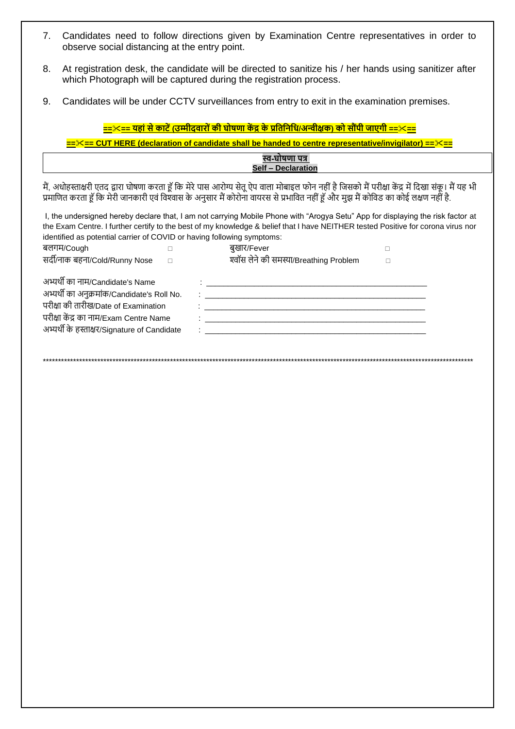7. Candidates need to follow directions given by Examination Centre representatives in order to observe social distancing at the entry point.

8. At registration desk, the candidate will be directed to sanitize his / her hands using sanitizer after which Photograph will be captured during the registration process.

9. Candidates will be under CCTV surveillances from entry to exit in the examination premises.

**==✂== यहां से काटें (उम्मीदवारों की घोषणा केंद्र के प्रतिनिधि/अन्वीक्षक) को सौंपी जाएगी ==✂==**

**==✂== CUT HERE (declaration of candidate shall be handed to centre representative/invigilator) ==✂==**

**स्व-घोषणा पत्र**
**Self – Declaration**

मैं, अधोहस्ताक्षरी एतद द्वारा घोषणा करता हूँ कि मेरे पास आरोग्य सेतू ऐप वाला मोबाइल फोन नहीं है जिसको मैं परीक्षा केंद्र में दिखा संकू। मैं यह भी प्रमाणित करता हूँ कि मेरी जानकारी एवं विश्वास के अनुसार मैं कोरोना वायरस से प्रभावित नहीं हूँ और मुझ मैं कोविड का कोई लक्षण नहीं है.

I, the undersigned hereby declare that, I am not carrying Mobile Phone with "Arogya Setu" App for displaying the risk factor at the Exam Centre. I further certify to the best of my knowledge & belief that I have NEITHER tested Positive for corona virus nor identified as potential carrier of COVID or having following symptoms:

| | | | |
|---|---|---|---|
| बलगम/Cough | □ | बुखार/Fever | □ |
| सर्दी/नाक बहना/Cold/Runny Nose | □ | श्वॉस लेने की समस्या/Breathing Problem | □ |

अभ्यर्थी का नाम/Candidate's Name : ____________________

अभ्यर्थी का अनुक्रमांक/Candidate's Roll No. : ____________________

परीक्षा की तारीख/Date of Examination : ____________________

परीक्षा केंद्र का नाम/Exam Centre Name : ____________________

अभ्यर्थी के हस्ताक्षर/Signature of Candidate : ____________________

*************************************************************************************************************